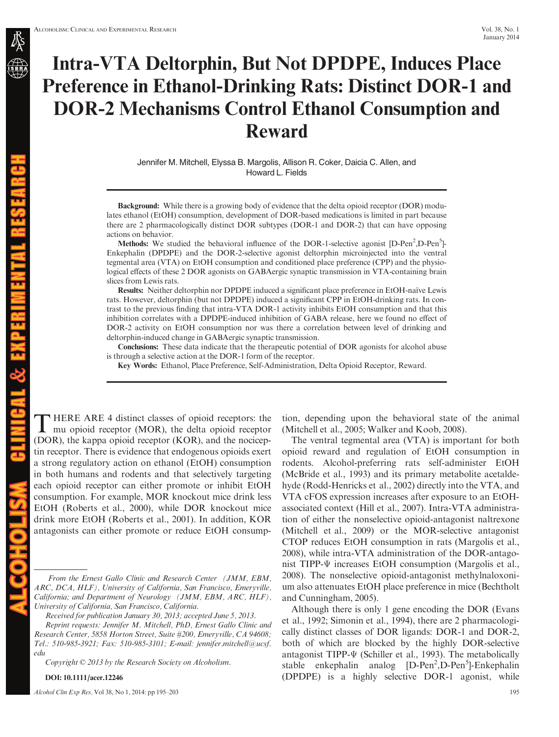# Intra-VTA Deltorphin, But Not DPDPE, Induces Place Preference in Ethanol-Drinking Rats: Distinct DOR-1 and DOR-2 Mechanisms Control Ethanol Consumption and Reward

Jennifer M. Mitchell, Elyssa B. Margolis, Allison R. Coker, Daicia C. Allen, and Howard L. Fields

**Background:** While there is a growing body of evidence that the delta opioid receptor (DOR) modulates ethanol (EtOH) consumption, development of DOR-based medications is limited in part because there are 2 pharmacologically distinct DOR subtypes (DOR-1 and DOR-2) that can have opposing actions on behavior.

**Methods:** We studied the behavioral influence of the DOR-1-selective agonist [D-Pen$^2$,D-Pen$^5$]-Enkephalin (DPDPE) and the DOR-2-selective agonist deltorphin microinjected into the ventral tegmental area (VTA) on EtOH consumption and conditioned place preference (CPP) and the physiological effects of these 2 DOR agonists on GABAergic synaptic transmission in VTA-containing brain slices from Lewis rats.

**Results:** Neither deltorphin nor DPDPE induced a significant place preference in EtOH-naïve Lewis rats. However, deltorphin (but not DPDPE) induced a significant CPP in EtOH-drinking rats. In contrast to the previous finding that intra-VTA DOR-1 activity inhibits EtOH consumption and that this inhibition correlates with a DPDPE-induced inhibition of GABA release, here we found no effect of DOR-2 activity on EtOH consumption nor was there a correlation between level of drinking and deltorphin-induced change in GABAergic synaptic transmission.

**Conclusions:** These data indicate that the therapeutic potential of DOR agonists for alcohol abuse is through a selective action at the DOR-1 form of the receptor.

**Key Words:** Ethanol, Place Preference, Self-Administration, Delta Opioid Receptor, Reward.

THERE ARE 4 distinct classes of opioid receptors: the mu opioid receptor (MOR), the delta opioid receptor (DOR), the kappa opioid receptor (KOR), and the nociceptin receptor. There is evidence that endogenous opioids exert a strong regulatory action on ethanol (EtOH) consumption in both humans and rodents and that selectively targeting each opioid receptor can either promote or inhibit EtOH consumption. For example, MOR knockout mice drink less EtOH (Roberts et al., 2000), while DOR knockout mice drink more EtOH (Roberts et al., 2001). In addition, KOR antagonists can either promote or reduce EtOH consumption, depending upon the behavioral state of the animal (Mitchell et al., 2005; Walker and Koob, 2008).

The ventral tegmental area (VTA) is important for both opioid reward and regulation of EtOH consumption in rodents. Alcohol-preferring rats self-administer EtOH (McBride et al., 1993) and its primary metabolite acetaldehyde (Rodd-Henricks et al., 2002) directly into the VTA, and VTA cFOS expression increases after exposure to an EtOH-associated context (Hill et al., 2007). Intra-VTA administration of either the nonselective opioid-antagonist naltrexone (Mitchell et al., 2009) or the MOR-selective antagonist CTOP reduces EtOH consumption in rats (Margolis et al., 2008), while intra-VTA administration of the DOR-antagonist TIPP-Ψ increases EtOH consumption (Margolis et al., 2008). The nonselective opioid-antagonist methylnaloxonium also attenuates EtOH place preference in mice (Bechtholt and Cunningham, 2005).

Although there is only 1 gene encoding the DOR (Evans et al., 1992; Simonin et al., 1994), there are 2 pharmacologically distinct classes of DOR ligands: DOR-1 and DOR-2, both of which are blocked by the highly DOR-selective antagonist TIPP-Ψ (Schiller et al., 1993). The metabolically stable enkephalin analog [D-Pen$^2$,D-Pen$^5$]-Enkephalin (DPDPE) is a highly selective DOR-1 agonist, while

From the Ernest Gallo Clinic and Research Center (JMM, EBM, ARC, DCA, HLF), University of California, San Francisco, Emeryville, California; and Department of Neurology (JMM, EBM, ARC, HLF), University of California, San Francisco, California.

Received for publication January 30, 2013; accepted June 5, 2013.

Reprint requests: Jennifer M. Mitchell, PhD, Ernest Gallo Clinic and Research Center, 5858 Horton Street, Suite #200, Emeryville, CA 94608; Tel.: 510-985-3921; Fax: 510-985-3101; E-mail: jennifer.mitchell@ucsf.edu

Copyright © 2013 by the Research Society on Alcoholism.

DOI: 10.1111/acer.12246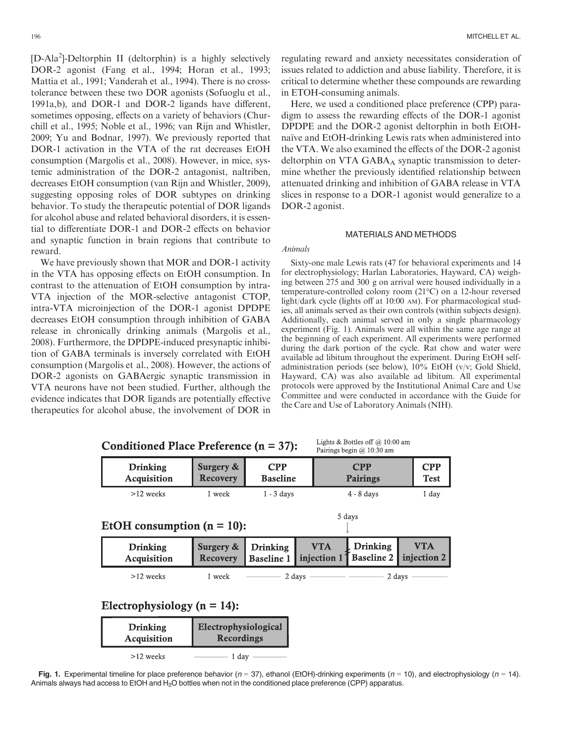[D-Ala[2]]-Deltorphin II (deltorphin) is a highly selectively DOR-2 agonist (Fang et al., 1994; Horan et al., 1993; Mattia et al., 1991; Vanderah et al., 1994). There is no cross-tolerance between these two DOR agonists (Sofuoglu et al., 1991a,b), and DOR-1 and DOR-2 ligands have different, sometimes opposing, effects on a variety of behaviors (Churchill et al., 1995; Noble et al., 1996; van Rijn and Whistler, 2009; Yu and Bodnar, 1997). We previously reported that DOR-1 activation in the VTA of the rat decreases EtOH consumption (Margolis et al., 2008). However, in mice, systemic administration of the DOR-2 antagonist, naltriben, decreases EtOH consumption (van Rijn and Whistler, 2009), suggesting opposing roles of DOR subtypes on drinking behavior. To study the therapeutic potential of DOR ligands for alcohol abuse and related behavioral disorders, it is essential to differentiate DOR-1 and DOR-2 effects on behavior and synaptic function in brain regions that contribute to reward.

We have previously shown that MOR and DOR-1 activity in the VTA has opposing effects on EtOH consumption. In contrast to the attenuation of EtOH consumption by intra-VTA injection of the MOR-selective antagonist CTOP, intra-VTA microinjection of the DOR-1 agonist DPDPE decreases EtOH consumption through inhibition of GABA release in chronically drinking animals (Margolis et al., 2008). Furthermore, the DPDPE-induced presynaptic inhibition of GABA terminals is inversely correlated with EtOH consumption (Margolis et al., 2008). However, the actions of DOR-2 agonists on GABAergic synaptic transmission in VTA neurons have not been studied. Further, although the evidence indicates that DOR ligands are potentially effective therapeutics for alcohol abuse, the involvement of DOR in regulating reward and anxiety necessitates consideration of issues related to addiction and abuse liability. Therefore, it is critical to determine whether these compounds are rewarding in ETOH-consuming animals.

Here, we used a conditioned place preference (CPP) paradigm to assess the rewarding effects of the DOR-1 agonist DPDPE and the DOR-2 agonist deltorphin in both EtOH-naïve and EtOH-drinking Lewis rats when administered into the VTA. We also examined the effects of the DOR-2 agonist deltorphin on VTA $GABA_A$ synaptic transmission to determine whether the previously identified relationship between attenuated drinking and inhibition of GABA release in VTA slices in response to a DOR-1 agonist would generalize to a DOR-2 agonist.

## MATERIALS AND METHODS

### Animals

Sixty-one male Lewis rats (47 for behavioral experiments and 14 for electrophysiology; Harlan Laboratories, Hayward, CA) weighing between 275 and 300 g on arrival were housed individually in a temperature-controlled colony room (21°C) on a 12-hour reversed light/dark cycle (lights off at 10:00 AM). For pharmacological studies, all animals served as their own controls (within subjects design). Additionally, each animal served in only a single pharmacology experiment (Fig. 1). Animals were all within the same age range at the beginning of each experiment. All experiments were performed during the dark portion of the cycle. Rat chow and water were available ad libitum throughout the experiment. During EtOH self-administration periods (see below), 10% EtOH (v/v; Gold Shield, Hayward, CA) was also available ad libitum. All experimental protocols were approved by the Institutional Animal Care and Use Committee and were conducted in accordance with the Guide for the Care and Use of Laboratory Animals (NIH).

**Conditioned Place Preference (n = 37):**

Lights & Bottles off @ 10:00 am
Pairings begin @ 10:30 am

| Drinking Acquisition | Surgery & Recovery | CPP Baseline | CPP Pairings | CPP Test |
|---|---|---|---|---|
| >12 weeks | 1 week | 1 - 3 days | 4 - 8 days | 1 day |

**EtOH consumption (n = 10):**

| Drinking Acquisition | Surgery & Recovery | Drinking Baseline 1 | VTA injection 1 | Drinking Baseline 2 | VTA injection 2 |
|---|---|---|---|---|---|
| >12 weeks | 1 week | 2 days | | 2 days | |

5 days (between VTA injection 1 and Drinking Baseline 2)

**Electrophysiology (n = 14):**

| Drinking Acquisition | Electrophysiological Recordings |
|---|---|
| >12 weeks | 1 day |

**Fig. 1.** Experimental timeline for place preference behavior ($n = 37$), ethanol (EtOH)-drinking experiments ($n = 10$), and electrophysiology ($n = 14$). Animals always had access to EtOH and $H_2O$ bottles when not in the conditioned place preference (CPP) apparatus.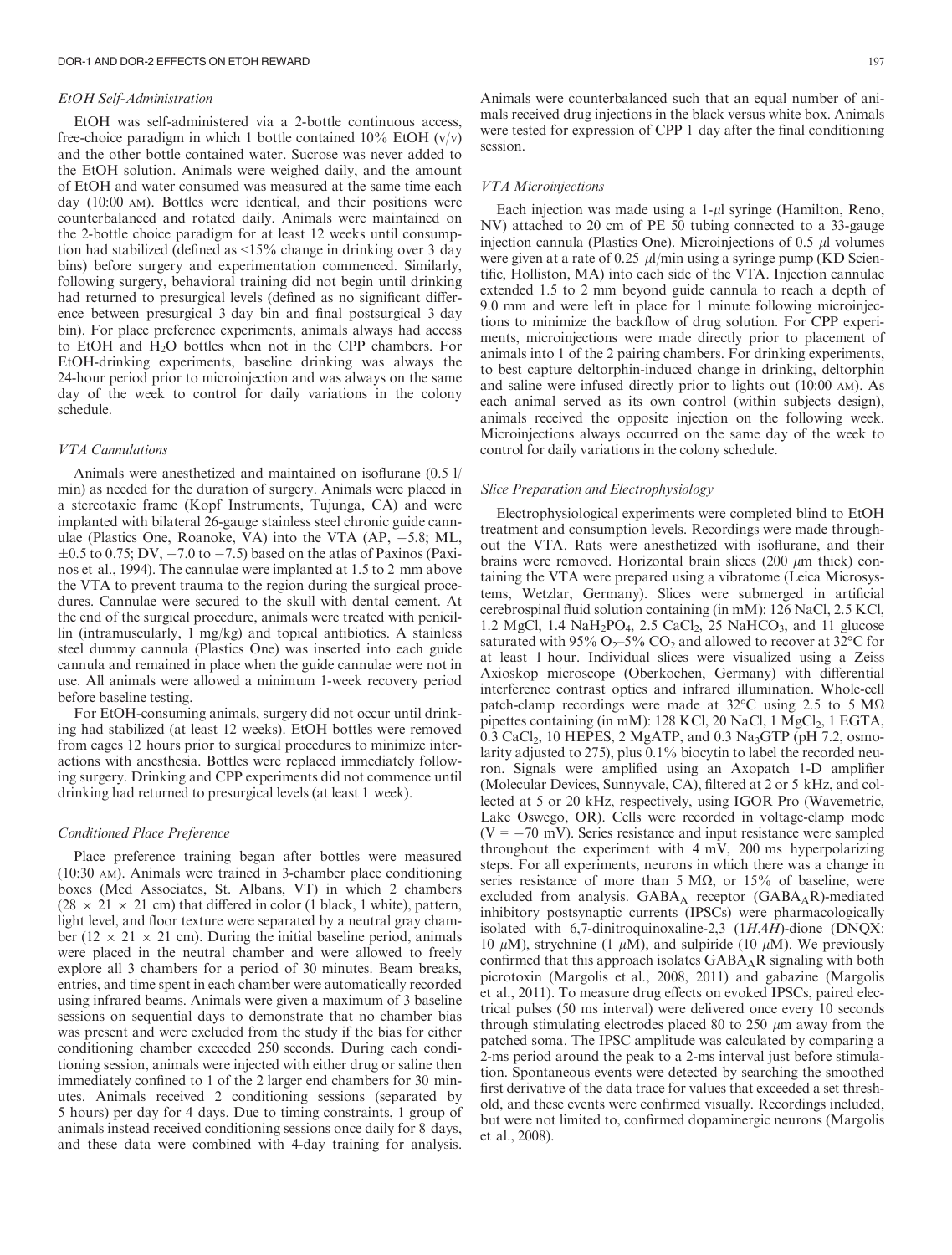### *EtOH Self-Administration*

EtOH was self-administered via a 2-bottle continuous access, free-choice paradigm in which 1 bottle contained 10% EtOH (v/v) and the other bottle contained water. Sucrose was never added to the EtOH solution. Animals were weighed daily, and the amount of EtOH and water consumed was measured at the same time each day (10:00 AM). Bottles were identical, and their positions were counterbalanced and rotated daily. Animals were maintained on the 2-bottle choice paradigm for at least 12 weeks until consumption had stabilized (defined as <15% change in drinking over 3 day bins) before surgery and experimentation commenced. Similarly, following surgery, behavioral training did not begin until drinking had returned to presurgical levels (defined as no significant difference between presurgical 3 day bin and final postsurgical 3 day bin). For place preference experiments, animals always had access to EtOH and $H_2O$ bottles when not in the CPP chambers. For EtOH-drinking experiments, baseline drinking was always the 24-hour period prior to microinjection and was always on the same day of the week to control for daily variations in the colony schedule.

### *VTA Cannulations*

Animals were anesthetized and maintained on isoflurane (0.5 l/min) as needed for the duration of surgery. Animals were placed in a stereotaxic frame (Kopf Instruments, Tujunga, CA) and were implanted with bilateral 26-gauge stainless steel chronic guide cannulae (Plastics One, Roanoke, VA) into the VTA (AP, −5.8; ML, ±0.5 to 0.75; DV, −7.0 to −7.5) based on the atlas of Paxinos (Paxinos et al., 1994). The cannulae were implanted at 1.5 to 2 mm above the VTA to prevent trauma to the region during the surgical procedures. Cannulae were secured to the skull with dental cement. At the end of the surgical procedure, animals were treated with penicillin (intramuscularly, 1 mg/kg) and topical antibiotics. A stainless steel dummy cannula (Plastics One) was inserted into each guide cannula and remained in place when the guide cannulae were not in use. All animals were allowed a minimum 1-week recovery period before baseline testing.

For EtOH-consuming animals, surgery did not occur until drinking had stabilized (at least 12 weeks). EtOH bottles were removed from cages 12 hours prior to surgical procedures to minimize interactions with anesthesia. Bottles were replaced immediately following surgery. Drinking and CPP experiments did not commence until drinking had returned to presurgical levels (at least 1 week).

### *Conditioned Place Preference*

Place preference training began after bottles were measured (10:30 AM). Animals were trained in 3-chamber place conditioning boxes (Med Associates, St. Albans, VT) in which 2 chambers (28 × 21 × 21 cm) that differed in color (1 black, 1 white), pattern, light level, and floor texture were separated by a neutral gray chamber (12 × 21 × 21 cm). During the initial baseline period, animals were placed in the neutral chamber and were allowed to freely explore all 3 chambers for a period of 30 minutes. Beam breaks, entries, and time spent in each chamber were automatically recorded using infrared beams. Animals were given a maximum of 3 baseline sessions on sequential days to demonstrate that no chamber bias was present and were excluded from the study if the bias for either conditioning chamber exceeded 250 seconds. During each conditioning session, animals were injected with either drug or saline then immediately confined to 1 of the 2 larger end chambers for 30 minutes. Animals received 2 conditioning sessions (separated by 5 hours) per day for 4 days. Due to timing constraints, 1 group of animals instead received conditioning sessions once daily for 8 days, and these data were combined with 4-day training for analysis. Animals were counterbalanced such that an equal number of animals received drug injections in the black versus white box. Animals were tested for expression of CPP 1 day after the final conditioning session.

### *VTA Microinjections*

Each injection was made using a 1-$\mu$l syringe (Hamilton, Reno, NV) attached to 20 cm of PE 50 tubing connected to a 33-gauge injection cannula (Plastics One). Microinjections of 0.5 $\mu$l volumes were given at a rate of 0.25 $\mu$l/min using a syringe pump (KD Scientific, Holliston, MA) into each side of the VTA. Injection cannulae extended 1.5 to 2 mm beyond guide cannula to reach a depth of 9.0 mm and were left in place for 1 minute following microinjections to minimize the backflow of drug solution. For CPP experiments, microinjections were made directly prior to placement of animals into 1 of the 2 pairing chambers. For drinking experiments, to best capture deltorphin-induced change in drinking, deltorphin and saline were infused directly prior to lights out (10:00 AM). As each animal served as its own control (within subjects design), animals received the opposite injection on the following week. Microinjections always occurred on the same day of the week to control for daily variations in the colony schedule.

### *Slice Preparation and Electrophysiology*

Electrophysiological experiments were completed blind to EtOH treatment and consumption levels. Recordings were made throughout the VTA. Rats were anesthetized with isoflurane, and their brains were removed. Horizontal brain slices (200 $\mu$m thick) containing the VTA were prepared using a vibratome (Leica Microsystems, Wetzlar, Germany). Slices were submerged in artificial cerebrospinal fluid solution containing (in mM): 126 NaCl, 2.5 KCl, 1.2 $MgCl_2$, 1.4 $NaH_2PO_4$, 2.5 $CaCl_2$, 25 $NaHCO_3$, and 11 glucose saturated with 95% $O_2$–5% $CO_2$ and allowed to recover at 32°C for at least 1 hour. Individual slices were visualized using a Zeiss Axioskop microscope (Oberkochen, Germany) with differential interference contrast optics and infrared illumination. Whole-cell patch-clamp recordings were made at 32°C using 2.5 to 5 MΩ pipettes containing (in mM): 128 KCl, 20 NaCl, 1 $MgCl_2$, 1 EGTA, 0.3 $CaCl_2$, 10 HEPES, 2 MgATP, and 0.3 $Na_3GTP$ (pH 7.2, osmolarity adjusted to 275), plus 0.1% biocytin to label the recorded neuron. Signals were amplified using an Axopatch 1-D amplifier (Molecular Devices, Sunnyvale, CA), filtered at 2 or 5 kHz, and collected at 5 or 20 kHz, respectively, using IGOR Pro (Wavemetric, Lake Oswego, OR). Cells were recorded in voltage-clamp mode (V = −70 mV). Series resistance and input resistance were sampled throughout the experiment with 4 mV, 200 ms hyperpolarizing steps. For all experiments, neurons in which there was a change in series resistance of more than 5 MΩ, or 15% of baseline, were excluded from analysis. $GABA_A$ receptor ($GABA_AR$)-mediated inhibitory postsynaptic currents (IPSCs) were pharmacologically isolated with 6,7-dinitroquinoxaline-2,3 (1*H*,4*H*)-dione (DNQX: 10 $\mu$M), strychnine (1 $\mu$M), and sulpiride (10 $\mu$M). We previously confirmed that this approach isolates $GABA_AR$ signaling with both picrotoxin (Margolis et al., 2008, 2011) and gabazine (Margolis et al., 2011). To measure drug effects on evoked IPSCs, paired electrical pulses (50 ms interval) were delivered once every 10 seconds through stimulating electrodes placed 80 to 250 $\mu$m away from the patched soma. The IPSC amplitude was calculated by comparing a 2-ms period around the peak to a 2-ms interval just before stimulation. Spontaneous events were detected by searching the smoothed first derivative of the data trace for values that exceeded a set threshold, and these events were confirmed visually. Recordings included, but were not limited to, confirmed dopaminergic neurons (Margolis et al., 2008).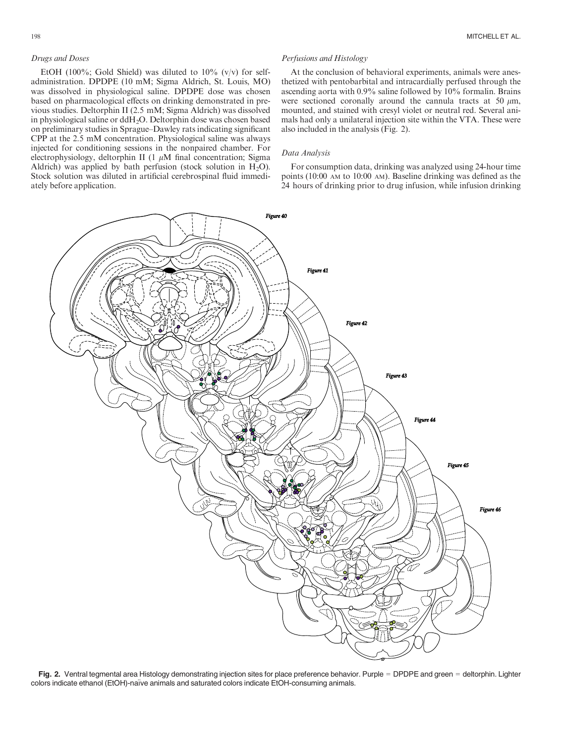### *Drugs and Doses*

EtOH (100%; Gold Shield) was diluted to 10% (v/v) for self-administration. DPDPE (10 mM; Sigma Aldrich, St. Louis, MO) was dissolved in physiological saline. DPDPE dose was chosen based on pharmacological effects on drinking demonstrated in previous studies. Deltorphin II (2.5 mM; Sigma Aldrich) was dissolved in physiological saline or $ddH_2O$. Deltorphin dose was chosen based on preliminary studies in Sprague–Dawley rats indicating significant CPP at the 2.5 mM concentration. Physiological saline was always injected for conditioning sessions in the nonpaired chamber. For electrophysiology, deltorphin II (1 $\mu$M final concentration; Sigma Aldrich) was applied by bath perfusion (stock solution in $H_2O$). Stock solution was diluted in artificial cerebrospinal fluid immediately before application.

### *Perfusions and Histology*

At the conclusion of behavioral experiments, animals were anesthetized with pentobarbital and intracardially perfused through the ascending aorta with 0.9% saline followed by 10% formalin. Brains were sectioned coronally around the cannula tracts at 50 $\mu$m, mounted, and stained with cresyl violet or neutral red. Several animals had only a unilateral injection site within the VTA. These were also included in the analysis (Fig. 2).

### *Data Analysis*

For consumption data, drinking was analyzed using 24-hour time points (10:00 AM to 10:00 AM). Baseline drinking was defined as the 24 hours of drinking prior to drug infusion, while infusion drinking

**Fig. 2.** Ventral tegmental area Histology demonstrating injection sites for place preference behavior. Purple = DPDPE and green = deltorphin. Lighter colors indicate ethanol (EtOH)-naïve animals and saturated colors indicate EtOH-consuming animals.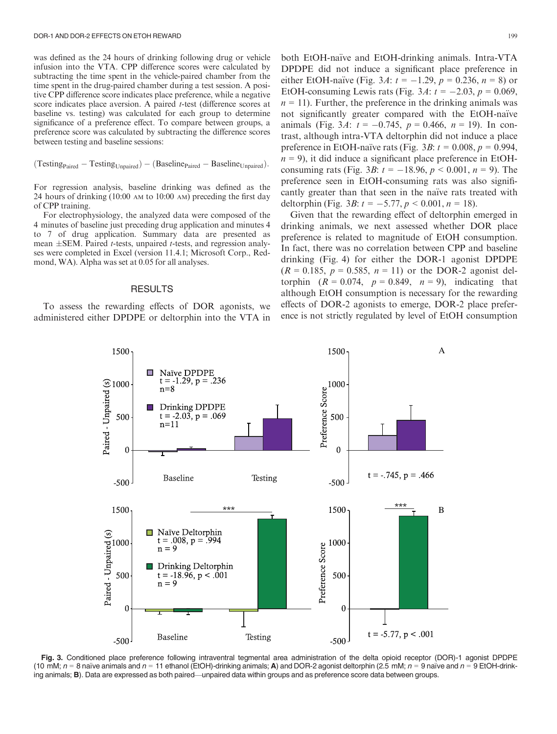was defined as the 24 hours of drinking following drug or vehicle infusion into the VTA. CPP difference scores were calculated by subtracting the time spent in the vehicle-paired chamber from the time spent in the drug-paired chamber during a test session. A positive CPP difference score indicates place preference, while a negative score indicates place aversion. A paired *t*-test (difference scores at baseline vs. testing) was calculated for each group to determine significance of a preference effect. To compare between groups, a preference score was calculated by subtracting the difference scores between testing and baseline sessions:

$$(\text{Testing}_{\text{Paired}} - \text{Testing}_{\text{Unpaired}}) - (\text{Baseline}_{\text{Paired}} - \text{Baseline}_{\text{Unpaired}}).$$

For regression analysis, baseline drinking was defined as the 24 hours of drinking (10:00 AM to 10:00 AM) preceding the first day of CPP training.

For electrophysiology, the analyzed data were composed of the 4 minutes of baseline just preceding drug application and minutes 4 to 7 of drug application. Summary data are presented as mean ±SEM. Paired *t*-tests, unpaired *t*-tests, and regression analyses were completed in Excel (version 11.4.1; Microsoft Corp., Redmond, WA). Alpha was set at 0.05 for all analyses.

## RESULTS

To assess the rewarding effects of DOR agonists, we administered either DPDPE or deltorphin into the VTA in both EtOH-naïve and EtOH-drinking animals. Intra-VTA DPDPE did not induce a significant place preference in either EtOH-naïve (Fig. 3*A*: $t = -1.29$, $p = 0.236$, $n = 8$) or EtOH-consuming Lewis rats (Fig. 3*A*: $t = -2.03$, $p = 0.069$, $n = 11$). Further, the preference in the drinking animals was not significantly greater compared with the EtOH-naïve animals (Fig. 3*A*: $t = -0.745$, $p = 0.466$, $n = 19$). In contrast, although intra-VTA deltorphin did not induce a place preference in EtOH-naïve rats (Fig. 3*B*: $t = 0.008$, $p = 0.994$, $n = 9$), it did induce a significant place preference in EtOH-consuming rats (Fig. 3*B*: $t = -18.96$, $p < 0.001$, $n = 9$). The preference seen in EtOH-consuming rats was also significantly greater than that seen in the naïve rats treated with deltorphin (Fig. 3*B*: $t = -5.77$, $p < 0.001$, $n = 18$).

Given that the rewarding effect of deltorphin emerged in drinking animals, we next assessed whether DOR place preference is related to magnitude of EtOH consumption. In fact, there was no correlation between CPP and baseline drinking (Fig. 4) for either the DOR-1 agonist DPDPE ($R = 0.185$, $p = 0.585$, $n = 11$) or the DOR-2 agonist deltorphin ($R = 0.074$, $p = 0.849$, $n = 9$), indicating that although EtOH consumption is necessary for the rewarding effects of DOR-2 agonists to emerge, DOR-2 place preference is not strictly regulated by level of EtOH consumption

**Fig. 3.** Conditioned place preference following intraventral tegmental area administration of the delta opioid receptor (DOR)-1 agonist DPDPE (10 mM; $n = 8$ naïve animals and $n = 11$ ethanol (EtOH)-drinking animals; **A**) and DOR-2 agonist deltorphin (2.5 mM; $n = 9$ naïve and $n = 9$ EtOH-drinking animals; **B**). Data are expressed as both paired—unpaired data within groups and as preference score data between groups.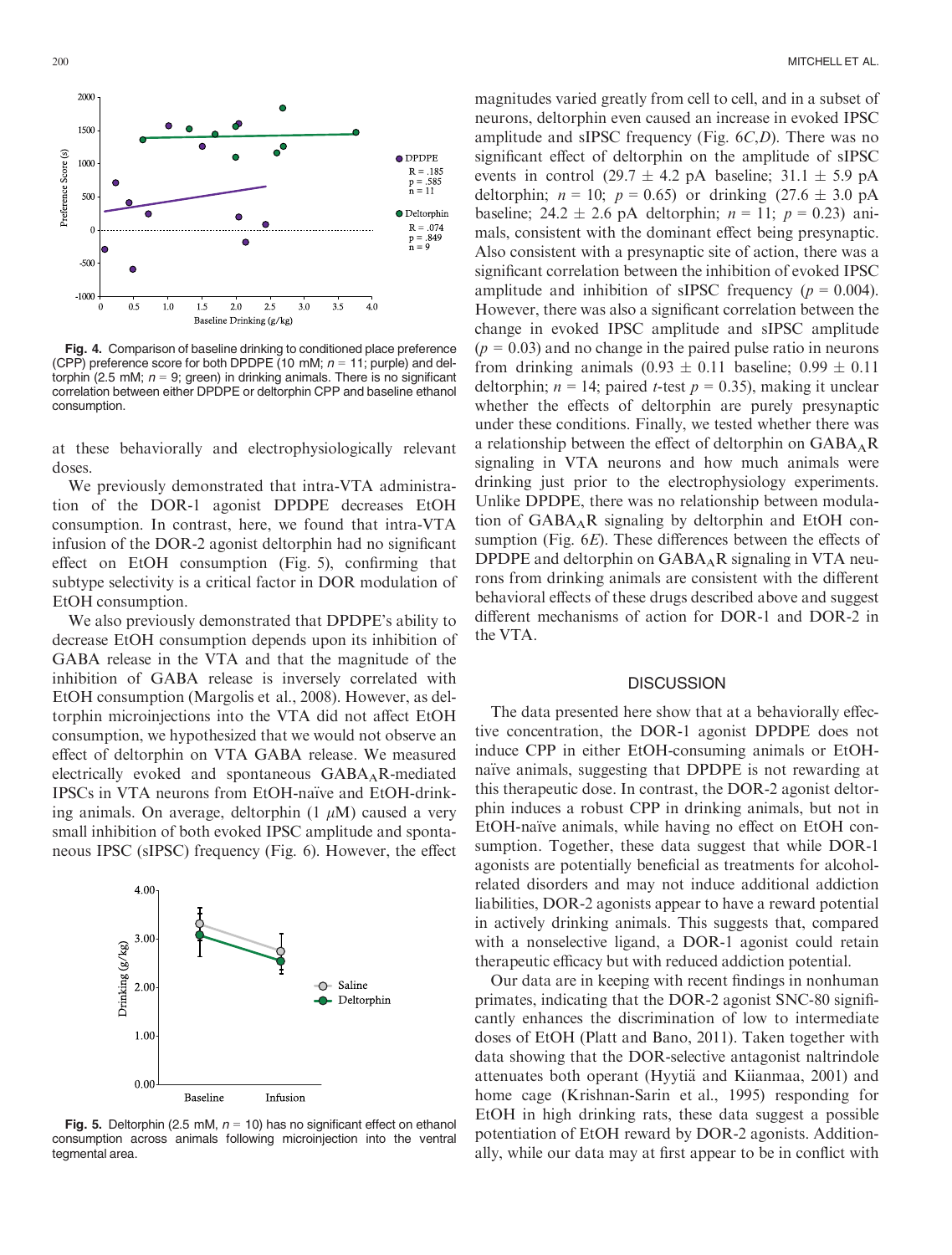Fig. 4. Comparison of baseline drinking to conditioned place preference (CPP) preference score for both DPDPE (10 mM; $n = 11$; purple) and deltorphin (2.5 mM; $n = 9$; green) in drinking animals. There is no significant correlation between either DPDPE or deltorphin CPP and baseline ethanol consumption.

at these behaviorally and electrophysiologically relevant doses.

We previously demonstrated that intra-VTA administration of the DOR-1 agonist DPDPE decreases EtOH consumption. In contrast, here, we found that intra-VTA infusion of the DOR-2 agonist deltorphin had no significant effect on EtOH consumption (Fig. 5), confirming that subtype selectivity is a critical factor in DOR modulation of EtOH consumption.

We also previously demonstrated that DPDPE's ability to decrease EtOH consumption depends upon its inhibition of GABA release in the VTA and that the magnitude of the inhibition of GABA release is inversely correlated with EtOH consumption (Margolis et al., 2008). However, as deltorphin microinjections into the VTA did not affect EtOH consumption, we hypothesized that we would not observe an effect of deltorphin on VTA GABA release. We measured electrically evoked and spontaneous $GABA_AR$-mediated IPSCs in VTA neurons from EtOH-naïve and EtOH-drinking animals. On average, deltorphin (1 $\mu$M) caused a very small inhibition of both evoked IPSC amplitude and spontaneous IPSC (sIPSC) frequency (Fig. 6). However, the effect magnitudes varied greatly from cell to cell, and in a subset of neurons, deltorphin even caused an increase in evoked IPSC amplitude and sIPSC frequency (Fig. 6*C*,*D*). There was no significant effect of deltorphin on the amplitude of sIPSC events in control (29.7 ± 4.2 pA baseline; 31.1 ± 5.9 pA deltorphin; $n = 10$; $p = 0.65$) or drinking (27.6 ± 3.0 pA baseline; 24.2 ± 2.6 pA deltorphin; $n = 11$; $p = 0.23$) animals, consistent with the dominant effect being presynaptic. Also consistent with a presynaptic site of action, there was a significant correlation between the inhibition of evoked IPSC amplitude and inhibition of sIPSC frequency ($p = 0.004$). However, there was also a significant correlation between the change in evoked IPSC amplitude and sIPSC amplitude ($p = 0.03$) and no change in the paired pulse ratio in neurons from drinking animals (0.93 ± 0.11 baseline; 0.99 ± 0.11 deltorphin; $n = 14$; paired *t*-test $p = 0.35$), making it unclear whether the effects of deltorphin are purely presynaptic under these conditions. Finally, we tested whether there was a relationship between the effect of deltorphin on $GABA_AR$ signaling in VTA neurons and how much animals were drinking just prior to the electrophysiology experiments. Unlike DPDPE, there was no relationship between modulation of $GABA_AR$ signaling by deltorphin and EtOH consumption (Fig. 6*E*). These differences between the effects of DPDPE and deltorphin on $GABA_AR$ signaling in VTA neurons from drinking animals are consistent with the different behavioral effects of these drugs described above and suggest different mechanisms of action for DOR-1 and DOR-2 in the VTA.

Fig. 5. Deltorphin (2.5 mM, $n = 10$) has no significant effect on ethanol consumption across animals following microinjection into the ventral tegmental area.

## DISCUSSION

The data presented here show that at a behaviorally effective concentration, the DOR-1 agonist DPDPE does not induce CPP in either EtOH-consuming animals or EtOH-naïve animals, suggesting that DPDPE is not rewarding at this therapeutic dose. In contrast, the DOR-2 agonist deltorphin induces a robust CPP in drinking animals, but not in EtOH-naïve animals, while having no effect on EtOH consumption. Together, these data suggest that while DOR-1 agonists are potentially beneficial as treatments for alcohol-related disorders and may not induce additional addiction liabilities, DOR-2 agonists appear to have a reward potential in actively drinking animals. This suggests that, compared with a nonselective ligand, a DOR-1 agonist could retain therapeutic efficacy but with reduced addiction potential.

Our data are in keeping with recent findings in nonhuman primates, indicating that the DOR-2 agonist SNC-80 significantly enhances the discrimination of low to intermediate doses of EtOH (Platt and Bano, 2011). Taken together with data showing that the DOR-selective antagonist naltrindole attenuates both operant (Hyytiä and Kiianmaa, 2001) and home cage (Krishnan-Sarin et al., 1995) responding for EtOH in high drinking rats, these data suggest a possible potentiation of EtOH reward by DOR-2 agonists. Additionally, while our data may at first appear to be in conflict with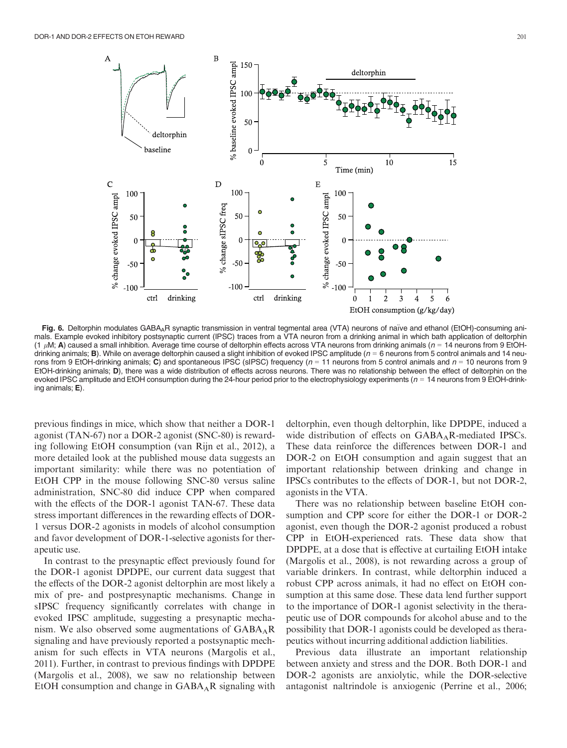**Fig. 6.** Deltorphin modulates $GABA_AR$ synaptic transmission in ventral tegmental area (VTA) neurons of naïve and ethanol (EtOH)-consuming animals. Example evoked inhibitory postsynaptic current (IPSC) traces from a VTA neuron from a drinking animal in which bath application of deltorphin (1 $\mu$M; **A**) caused a small inhibition. Average time course of deltorphin effects across VTA neurons from drinking animals ($n$ = 14 neurons from 9 EtOH-drinking animals; **B**). While on average deltorphin caused a slight inhibition of evoked IPSC amplitude ($n$ = 6 neurons from 5 control animals and 14 neurons from 9 EtOH-drinking animals; **C**) and spontaneous IPSC (sIPSC) frequency ($n$ = 11 neurons from 5 control animals and $n$ = 10 neurons from 9 EtOH-drinking animals; **D**), there was a wide distribution of effects across neurons. There was no relationship between the effect of deltorphin on the evoked IPSC amplitude and EtOH consumption during the 24-hour period prior to the electrophysiology experiments ($n$ = 14 neurons from 9 EtOH-drinking animals; **E**).

previous findings in mice, which show that neither a DOR-1 agonist (TAN-67) nor a DOR-2 agonist (SNC-80) is rewarding following EtOH consumption (van Rijn et al., 2012), a more detailed look at the published mouse data suggests an important similarity: while there was no potentiation of EtOH CPP in the mouse following SNC-80 versus saline administration, SNC-80 did induce CPP when compared with the effects of the DOR-1 agonist TAN-67. These data stress important differences in the rewarding effects of DOR-1 versus DOR-2 agonists in models of alcohol consumption and favor development of DOR-1-selective agonists for therapeutic use.

In contrast to the presynaptic effect previously found for the DOR-1 agonist DPDPE, our current data suggest that the effects of the DOR-2 agonist deltorphin are most likely a mix of pre- and postpresynaptic mechanisms. Change in sIPSC frequency significantly correlates with change in evoked IPSC amplitude, suggesting a presynaptic mechanism. We also observed some augmentations of $GABA_AR$ signaling and have previously reported a postsynaptic mechanism for such effects in VTA neurons (Margolis et al., 2011). Further, in contrast to previous findings with DPDPE (Margolis et al., 2008), we saw no relationship between EtOH consumption and change in $GABA_AR$ signaling with deltorphin, even though deltorphin, like DPDPE, induced a wide distribution of effects on $GABA_AR$-mediated IPSCs. These data reinforce the differences between DOR-1 and DOR-2 on EtOH consumption and again suggest that an important relationship between drinking and change in IPSCs contributes to the effects of DOR-1, but not DOR-2, agonists in the VTA.

There was no relationship between baseline EtOH consumption and CPP score for either the DOR-1 or DOR-2 agonist, even though the DOR-2 agonist produced a robust CPP in EtOH-experienced rats. These data show that DPDPE, at a dose that is effective at curtailing EtOH intake (Margolis et al., 2008), is not rewarding across a group of variable drinkers. In contrast, while deltorphin induced a robust CPP across animals, it had no effect on EtOH consumption at this same dose. These data lend further support to the importance of DOR-1 agonist selectivity in the therapeutic use of DOR compounds for alcohol abuse and to the possibility that DOR-1 agonists could be developed as therapeutics without incurring additional addiction liabilities.

Previous data illustrate an important relationship between anxiety and stress and the DOR. Both DOR-1 and DOR-2 agonists are anxiolytic, while the DOR-selective antagonist naltrindole is anxiogenic (Perrine et al., 2006;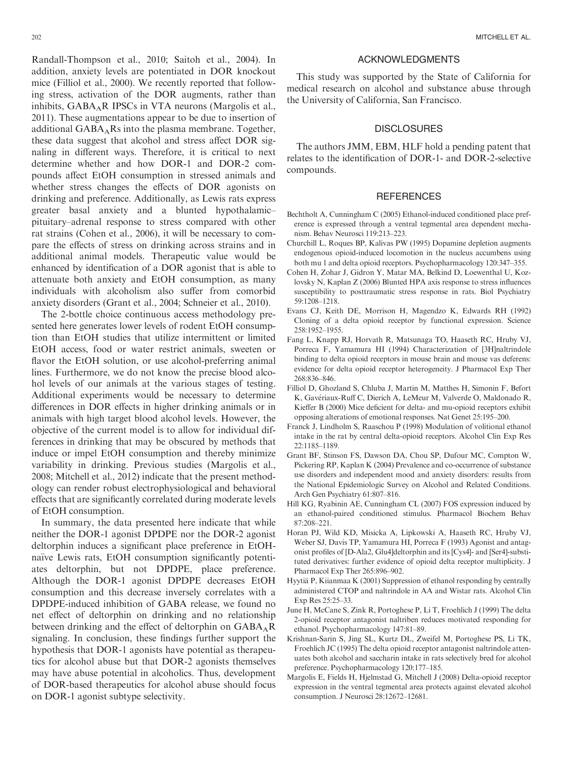Randall-Thompson et al., 2010; Saitoh et al., 2004). In addition, anxiety levels are potentiated in DOR knockout mice (Filliol et al., 2000). We recently reported that following stress, activation of the DOR augments, rather than inhibits, $GABA_AR$ IPSCs in VTA neurons (Margolis et al., 2011). These augmentations appear to be due to insertion of additional $GABA_ARs$ into the plasma membrane. Together, these data suggest that alcohol and stress affect DOR signaling in different ways. Therefore, it is critical to next determine whether and how DOR-1 and DOR-2 compounds affect EtOH consumption in stressed animals and whether stress changes the effects of DOR agonists on drinking and preference. Additionally, as Lewis rats express greater basal anxiety and a blunted hypothalamic–pituitary–adrenal response to stress compared with other rat strains (Cohen et al., 2006), it will be necessary to compare the effects of stress on drinking across strains and in additional animal models. Therapeutic value would be enhanced by identification of a DOR agonist that is able to attenuate both anxiety and EtOH consumption, as many individuals with alcoholism also suffer from comorbid anxiety disorders (Grant et al., 2004; Schneier et al., 2010).

The 2-bottle choice continuous access methodology presented here generates lower levels of rodent EtOH consumption than EtOH studies that utilize intermittent or limited EtOH access, food or water restrict animals, sweeten or flavor the EtOH solution, or use alcohol-preferring animal lines. Furthermore, we do not know the precise blood alcohol levels of our animals at the various stages of testing. Additional experiments would be necessary to determine differences in DOR effects in higher drinking animals or in animals with high target blood alcohol levels. However, the objective of the current model is to allow for individual differences in drinking that may be obscured by methods that induce or impel EtOH consumption and thereby minimize variability in drinking. Previous studies (Margolis et al., 2008; Mitchell et al., 2012) indicate that the present methodology can render robust electrophysiological and behavioral effects that are significantly correlated during moderate levels of EtOH consumption.

In summary, the data presented here indicate that while neither the DOR-1 agonist DPDPE nor the DOR-2 agonist deltorphin induces a significant place preference in EtOH-naïve Lewis rats, EtOH consumption significantly potentiates deltorphin, but not DPDPE, place preference. Although the DOR-1 agonist DPDPE decreases EtOH consumption and this decrease inversely correlates with a DPDPE-induced inhibition of GABA release, we found no net effect of deltorphin on drinking and no relationship between drinking and the effect of deltorphin on $GABA_AR$ signaling. In conclusion, these findings further support the hypothesis that DOR-1 agonists have potential as therapeutics for alcohol abuse but that DOR-2 agonists themselves may have abuse potential in alcoholics. Thus, development of DOR-based therapeutics for alcohol abuse should focus on DOR-1 agonist subtype selectivity.

## ACKNOWLEDGMENTS

This study was supported by the State of California for medical research on alcohol and substance abuse through the University of California, San Francisco.

## DISCLOSURES

The authors JMM, EBM, HLF hold a pending patent that relates to the identification of DOR-1- and DOR-2-selective compounds.

## REFERENCES

Bechtholt A, Cunningham C (2005) Ethanol-induced conditioned place preference is expressed through a ventral tegmental area dependent mechanism. Behav Neurosci 119:213–223.

Churchill L, Roques BP, Kalivas PW (1995) Dopamine depletion augments endogenous opioid-induced locomotion in the nucleus accumbens using both mu 1 and delta opioid receptors. Psychopharmacology 120:347–355.

Cohen H, Zohar J, Gidron Y, Matar MA, Belkind D, Loewenthal U, Kozlovsky N, Kaplan Z (2006) Blunted HPA axis response to stress influences susceptibility to posttraumatic stress response in rats. Biol Psychiatry 59:1208–1218.

Evans CJ, Keith DE, Morrison H, Magendzo K, Edwards RH (1992) Cloning of a delta opioid receptor by functional expression. Science 258:1952–1955.

Fang L, Knapp RJ, Horvath R, Matsunaga TO, Haaseth RC, Hruby VJ, Porreca F, Yamamura HI (1994) Characterization of [3H]naltrindole binding to delta opioid receptors in mouse brain and mouse vas deferens: evidence for delta opioid receptor heterogeneity. J Pharmacol Exp Ther 268:836–846.

Filliol D, Ghozland S, Chluba J, Martin M, Matthes H, Simonin F, Befort K, Gavériaux-Ruff C, Dierich A, LeMeur M, Valverde O, Maldonado R, Kieffer B (2000) Mice deficient for delta- and mu-opioid receptors exhibit opposing alterations of emotional responses. Nat Genet 25:195–200.

Franck J, Lindholm S, Raaschou P (1998) Modulation of volitional ethanol intake in the rat by central delta-opioid receptors. Alcohol Clin Exp Res 22:1185–1189.

Grant BF, Stinson FS, Dawson DA, Chou SP, Dufour MC, Compton W, Pickering RP, Kaplan K (2004) Prevalence and co-occurrence of substance use disorders and independent mood and anxiety disorders: results from the National Epidemiologic Survey on Alcohol and Related Conditions. Arch Gen Psychiatry 61:807–816.

Hill KG, Ryabinin AE, Cunningham CL (2007) FOS expression induced by an ethanol-paired conditioned stimulus. Pharmacol Biochem Behav 87:208–221.

Horan PJ, Wild KD, Misicka A, Lipkowski A, Haaseth RC, Hruby VJ, Weber SJ, Davis TP, Yamamura HI, Porreca F (1993) Agonist and antagonist profiles of [D-Ala2, Glu4]deltorphin and its [Cys4]- and [Ser4]-substituted derivatives: further evidence of opioid delta receptor multiplicity. J Pharmacol Exp Ther 265:896–902.

Hyytiä P, Kiianmaa K (2001) Suppression of ethanol responding by centrally administered CTOP and naltrindole in AA and Wistar rats. Alcohol Clin Exp Res 25:25–33.

June H, McCane S, Zink R, Portoghese P, Li T, Froehlich J (1999) The delta 2-opioid receptor antagonist naltriben reduces motivated responding for ethanol. Psychopharmacology 147:81–89.

Krishnan-Sarin S, Jing SL, Kurtz DL, Zweifel M, Portoghese PS, Li TK, Froehlich JC (1995) The delta opioid receptor antagonist naltrindole attenuates both alcohol and saccharin intake in rats selectively bred for alcohol preference. Psychopharmacology 120:177–185.

Margolis E, Fields H, Hjelmstad G, Mitchell J (2008) Delta-opioid receptor expression in the ventral tegmental area protects against elevated alcohol consumption. J Neurosci 28:12672–12681.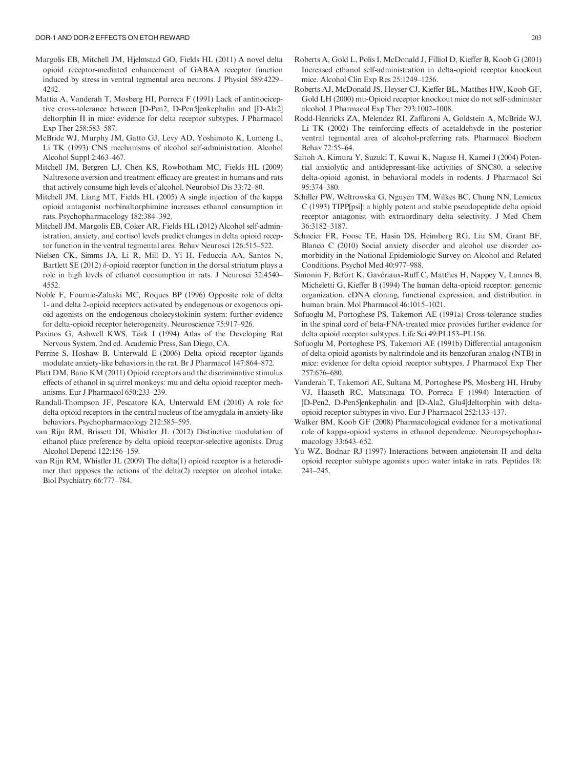Margolis EB, Mitchell JM, Hjelmstad GO, Fields HL (2011) A novel delta opioid receptor-mediated enhancement of GABAA receptor function induced by stress in ventral tegmental area neurons. J Physiol 589:4229–4242.

Mattia A, Vanderah T, Mosberg HI, Porreca F (1991) Lack of antinociceptive cross-tolerance between [D-Pen2, D-Pen5]enkephalin and [D-Ala2] deltorphin II in mice: evidence for delta receptor subtypes. J Pharmacol Exp Ther 258:583–587.

McBride WJ, Murphy JM, Gatto GJ, Levy AD, Yoshimoto K, Lumeng L, Li TK (1993) CNS mechanisms of alcohol self-administration. Alcohol Alcohol Suppl 2:463–467.

Mitchell JM, Bergren LJ, Chen KS, Rowbotham MC, Fields HL (2009) Naltrexone aversion and treatment efficacy are greatest in humans and rats that actively consume high levels of alcohol. Neurobiol Dis 33:72–80.

Mitchell JM, Liang MT, Fields HL (2005) A single injection of the kappa opioid antagonist norbinaltorphimine increases ethanol consumption in rats. Psychopharmacology 182:384–392.

Mitchell JM, Margolis EB, Coker AR, Fields HL (2012) Alcohol self-administration, anxiety, and cortisol levels predict changes in delta opioid receptor function in the ventral tegmental area. Behav Neurosci 126:515–522.

Nielsen CK, Simms JA, Li R, Mill D, Yi H, Feduccia AA, Santos N, Bartlett SE (2012) δ-opioid receptor function in the dorsal striatum plays a role in high levels of ethanol consumption in rats. J Neurosci 32:4540–4552.

Noble F, Fournie-Zaluski MC, Roques BP (1996) Opposite role of delta 1- and delta 2-opioid receptors activated by endogenous or exogenous opioid agonists on the endogenous cholecystokinin system: further evidence for delta-opioid receptor heterogeneity. Neuroscience 75:917–926.

Paxinos G, Ashwell KWS, Törk I (1994) Atlas of the Developing Rat Nervous System. 2nd ed. Academic Press, San Diego, CA.

Perrine S, Hoshaw B, Unterwald E (2006) Delta opioid receptor ligands modulate anxiety-like behaviors in the rat. Br J Pharmacol 147:864–872.

Platt DM, Bano KM (2011) Opioid receptors and the discriminative stimulus effects of ethanol in squirrel monkeys: mu and delta opioid receptor mechanisms. Eur J Pharmacol 650:233–239.

Randall-Thompson JF, Pescatore KA, Unterwald EM (2010) A role for delta opioid receptors in the central nucleus of the amygdala in anxiety-like behaviors. Psychopharmacology 212:585–595.

van Rijn RM, Brissett DI, Whistler JL (2012) Distinctive modulation of ethanol place preference by delta opioid receptor-selective agonists. Drug Alcohol Depend 122:156–159.

van Rijn RM, Whistler JL (2009) The delta(1) opioid receptor is a heterodimer that opposes the actions of the delta(2) receptor on alcohol intake. Biol Psychiatry 66:777–784.

Roberts A, Gold L, Polis I, McDonald J, Filliol D, Kieffer B, Koob G (2001) Increased ethanol self-administration in delta-opioid receptor knockout mice. Alcohol Clin Exp Res 25:1249–1256.

Roberts AJ, McDonald JS, Heyser CJ, Kieffer BL, Matthes HW, Koob GF, Gold LH (2000) mu-Opioid receptor knockout mice do not self-administer alcohol. J Pharmacol Exp Ther 293:1002–1008.

Rodd-Henricks ZA, Melendez RI, Zaffaroni A, Goldstein A, McBride WJ, Li TK (2002) The reinforcing effects of acetaldehyde in the posterior ventral tegmental area of alcohol-preferring rats. Pharmacol Biochem Behav 72:55–64.

Saitoh A, Kimura Y, Suzuki T, Kawai K, Nagase H, Kamei J (2004) Potential anxiolytic and antidepressant-like activities of SNC80, a selective delta-opioid agonist, in behavioral models in rodents. J Pharmacol Sci 95:374–380.

Schiller PW, Weltrowska G, Nguyen TM, Wilkes BC, Chung NN, Lemieux C (1993) TIPP[psi]: a highly potent and stable pseudopeptide delta opioid receptor antagonist with extraordinary delta selectivity. J Med Chem 36:3182–3187.

Schneier FR, Foose TE, Hasin DS, Heimberg RG, Liu SM, Grant BF, Blanco C (2010) Social anxiety disorder and alcohol use disorder co-morbidity in the National Epidemiologic Survey on Alcohol and Related Conditions. Psychol Med 40:977–988.

Simonin F, Befort K, Gavériaux-Ruff C, Matthes H, Nappey V, Lannes B, Micheletti G, Kieffer B (1994) The human delta-opioid receptor: genomic organization, cDNA cloning, functional expression, and distribution in human brain. Mol Pharmacol 46:1015–1021.

Sofuoglu M, Portoghese PS, Takemori AE (1991a) Cross-tolerance studies in the spinal cord of beta-FNA-treated mice provides further evidence for delta opioid receptor subtypes. Life Sci 49:PL153–PL156.

Sofuoglu M, Portoghese PS, Takemori AE (1991b) Differential antagonism of delta opioid agonists by naltrindole and its benzofuran analog (NTB) in mice: evidence for delta opioid receptor subtypes. J Pharmacol Exp Ther 257:676–680.

Vanderah T, Takemori AE, Sultana M, Portoghese PS, Mosberg HI, Hruby VJ, Haaseth RC, Matsunaga TO, Porreca F (1994) Interaction of [D-Pen2, D-Pen5]enkephalin and [D-Ala2, Glu4]deltorphin with delta-opioid receptor subtypes in vivo. Eur J Pharmacol 252:133–137.

Walker BM, Koob GF (2008) Pharmacological evidence for a motivational role of kappa-opioid systems in ethanol dependence. Neuropsychopharmacology 33:643–652.

Yu WZ, Bodnar RJ (1997) Interactions between angiotensin II and delta opioid receptor subtype agonists upon water intake in rats. Peptides 18: 241–245.